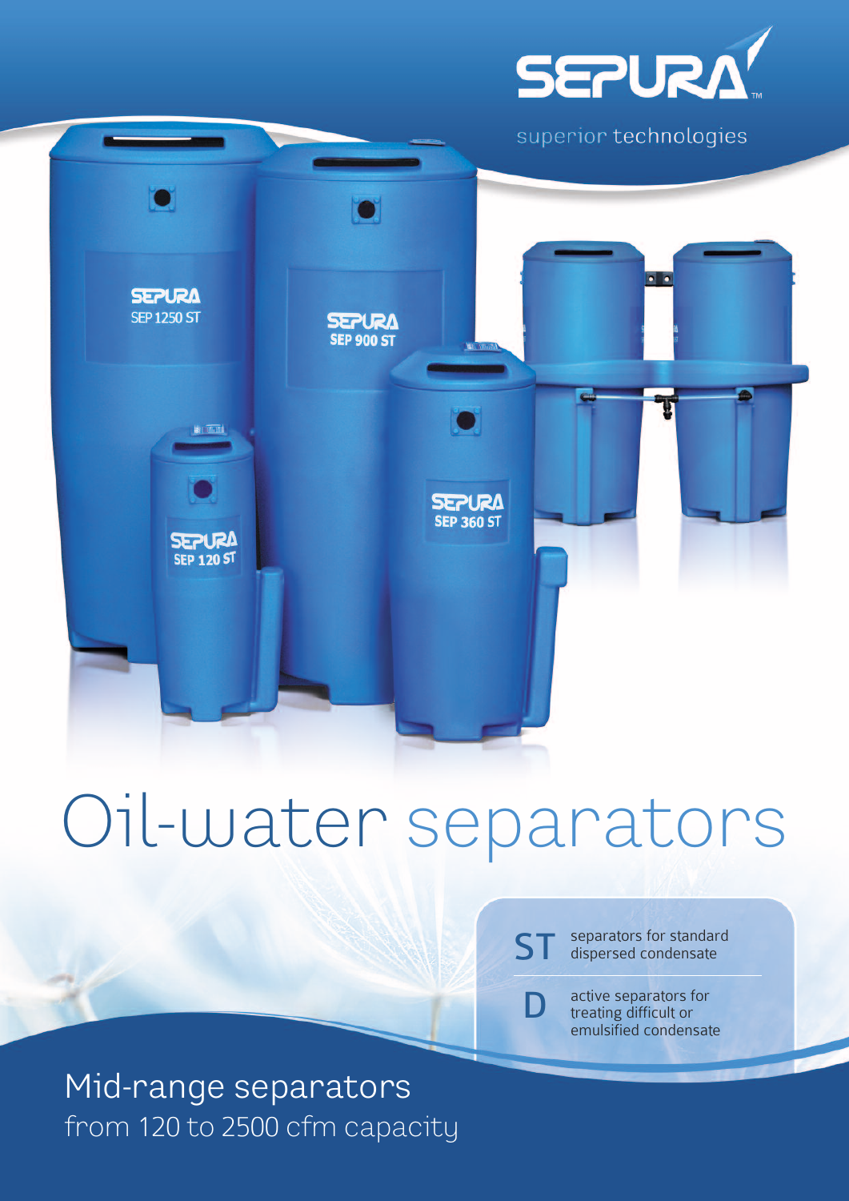SEPURA™

superior technologies

# Oil-water separators

**ST** separators for standard dispersed condensate

**D** active separators for treating difficult or emulsified condensate

## Mid-range separators

from 120 to 2500 cfm capacity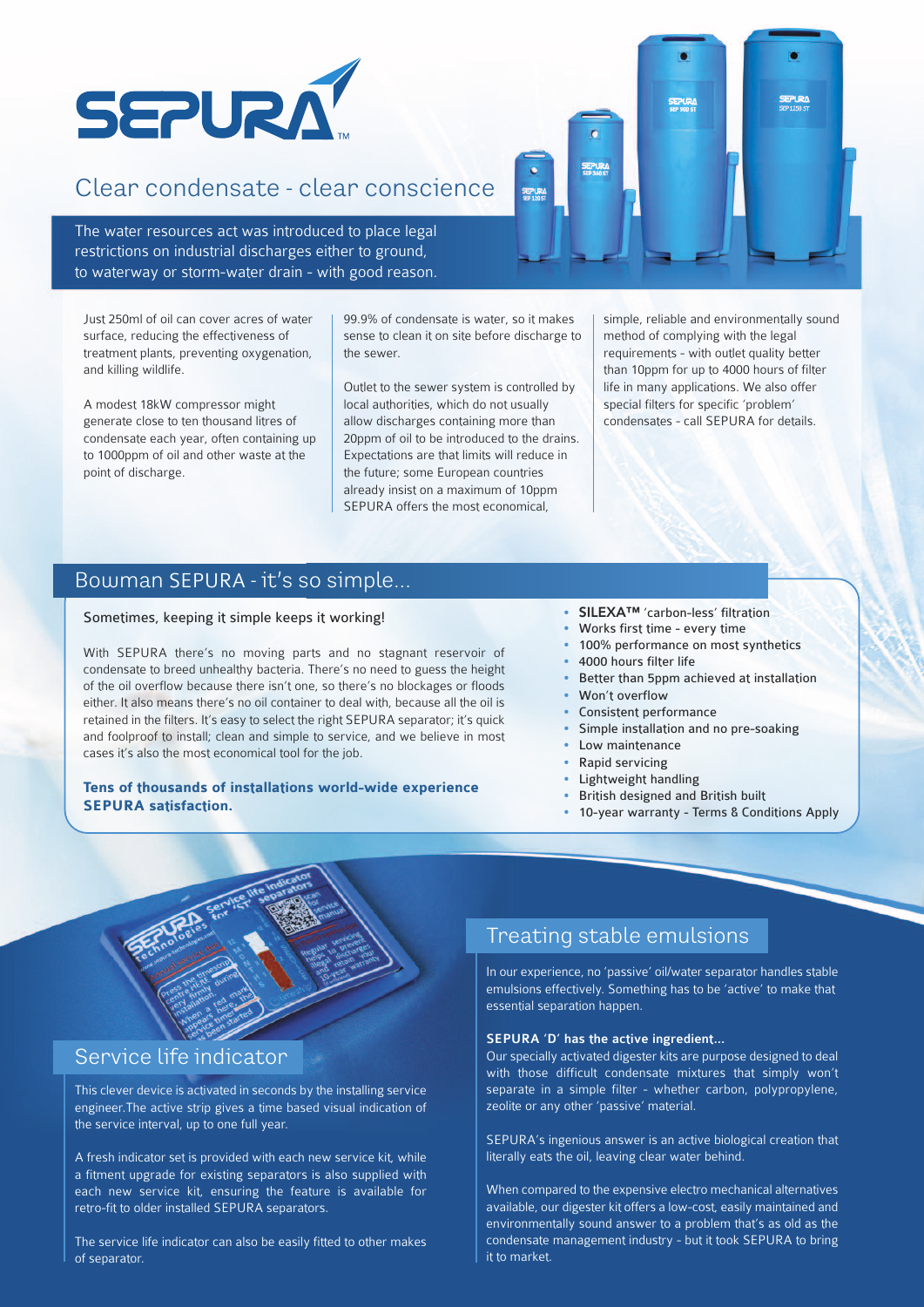# SEPURA

## Clear condensate - clear conscience

The water resources act was introduced to place legal restrictions on industrial discharges either to ground, to waterway or storm-water drain - with good reason.

Just 250ml of oil can cover acres of water surface, reducing the effectiveness of treatment plants, preventing oxygenation, and killing wildlife.

A modest 18kW compressor might generate close to ten thousand litres of condensate each year, often containing up to 1000ppm of oil and other waste at the point of discharge.

99.9% of condensate is water, so it makes sense to clean it on site before discharge to the sewer.

Outlet to the sewer system is controlled by local authorities, which do not usually allow discharges containing more than 20ppm of oil to be introduced to the drains. Expectations are that limits will reduce in the future; some European countries already insist on a maximum of 10ppm SEPURA offers the most economical, simple, reliable and environmentally sound method of complying with the legal requirements - with outlet quality better than 10ppm for up to 4000 hours of filter life in many applications. We also offer special filters for specific 'problem' condensates - call SEPURA for details.

## Bowman SEPURA - it's so simple...

Sometimes, keeping it simple keeps it working!

With SEPURA there's no moving parts and no stagnant reservoir of condensate to breed unhealthy bacteria. There's no need to guess the height of the oil overflow because there isn't one, so there's no blockages or floods either. It also means there's no oil container to deal with, because all the oil is retained in the filters. It's easy to select the right SEPURA separator; it's quick and foolproof to install; clean and simple to service, and we believe in most cases it's also the most economical tool for the job.

**Tens of thousands of installations world-wide experience SEPURA satisfaction.**

- **SILEXA™** 'carbon-less' filtration
- Works first time - every time
- 100% performance on most synthetics
- 4000 hours filter life
- Better than 5ppm achieved at installation
- Won't overflow
- Consistent performance
- Simple installation and no pre-soaking
- Low maintenance
- Rapid servicing
- Lightweight handling
- British designed and British built
- 10-year warranty - Terms & Conditions Apply

## Service life indicator

This clever device is activated in seconds by the installing service engineer.The active strip gives a time based visual indication of the service interval, up to one full year.

A fresh indicator set is provided with each new service kit, while a fitment upgrade for existing separators is also supplied with each new service kit, ensuring the feature is available for retro-fit to older installed SEPURA separators.

The service life indicator can also be easily fitted to other makes of separator.

## Treating stable emulsions

In our experience, no 'passive' oil/water separator handles stable emulsions effectively. Something has to be 'active' to make that essential separation happen.

### SEPURA 'D' has the active ingredient...

Our specially activated digester kits are purpose designed to deal with those difficult condensate mixtures that simply won't separate in a simple filter - whether carbon, polypropylene, zeolite or any other 'passive' material.

SEPURA's ingenious answer is an active biological creation that literally eats the oil, leaving clear water behind.

When compared to the expensive electro mechanical alternatives available, our digester kit offers a low-cost, easily maintained and environmentally sound answer to a problem that's as old as the condensate management industry - but it took SEPURA to bring it to market.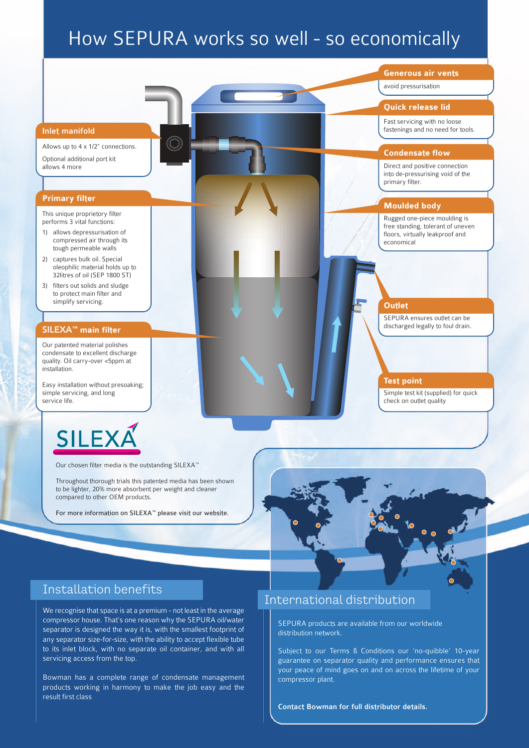# How SEPURA works so well - so economically

### Inlet manifold

Allows up to 4 x 1/2" connections.

Optional additional port kit allows 4 more

### Primary filter

This unique proprietory filter performs 3 vital functions:

1) allows depressurisation of compressed air through its tough permeable walls
2) captures bulk oil. Special oleophilic material holds up to 32litres of oil (SEP 1800 ST)
3) filters out solids and sludge to protect main filter and simplify servicing.

### SILEXA™ main filter

Our patented material polishes condensate to excellent discharge quality. Oil carry-over <5ppm at installation.

Easy installation without presoaking; simple servicing, and long service life.

### Generous air vents

avoid pressurisation

### Quick release lid

Fast servicing with no loose fastenings and no need for tools.

### Condensate flow

Direct and positive connection into de-pressurising void of the primary filter.

### Moulded body

Rugged one-piece moulding is free standing, tolerant of uneven floors, virtually leakproof and economical

### Outlet

SEPURA ensures outlet can be discharged legally to foul drain.

### Test point

Simple test kit (supplied) for quick check on outlet quality

SILEXA

Our chosen filter media is the outstanding SILEXA™

Throughout thorough trials this patented media has been shown to be lighter, 20% more absorbent per weight and cleaner compared to other OEM products.

For more information on SILEXA™ please visit our website.

## Installation benefits

We recognise that space is at a premium - not least in the average compressor house. That's one reason why the SEPURA oil/water separator is designed the way it is, with the smallest footprint of any separator size-for-size, with the ability to accept flexible tube to its inlet block, with no separate oil container, and with all servicing access from the top.

Bowman has a complete range of condensate management products working in harmony to make the job easy and the result first class

## International distribution

SEPURA products are available from our worldwide distribution network.

Subject to our Terms & Conditions our 'no-quibble' 10-year guarantee on separator quality and performance ensures that your peace of mind goes on and on across the lifetime of your compressor plant.

**Contact Bowman for full distributor details.**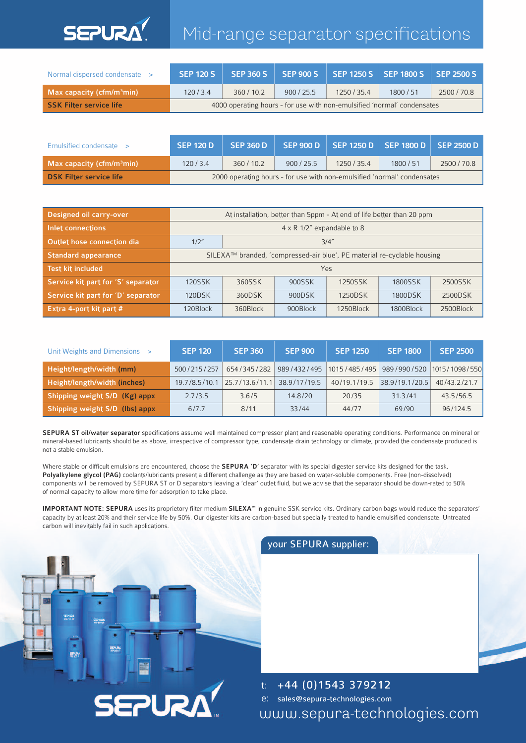# Mid-range separator specifications

| Normal dispersed condensate > | SEP 120 S | SEP 360 S | SEP 900 S | SEP 1250 S | SEP 1800 S | SEP 2500 S |
|---|---|---|---|---|---|---|
| Max capacity (cfm/m³min) | 120 / 3.4 | 360 / 10.2 | 900 / 25.5 | 1250 / 35.4 | 1800 / 51 | 2500 / 70.8 |
| SSK Filter service life | 4000 operating hours - for use with non-emulsified 'normal' condensates | | | | | |

| Emulsified condensate > | SEP 120 D | SEP 360 D | SEP 900 D | SEP 1250 D | SEP 1800 D | SEP 2500 D |
|---|---|---|---|---|---|---|
| Max capacity (cfm/m³min) | 120 / 3.4 | 360 / 10.2 | 900 / 25.5 | 1250 / 35.4 | 1800 / 51 | 2500 / 70.8 |
| DSK Filter service life | 2000 operating hours - for use with non-emulsified 'normal' condensates | | | | | |

| | | | | | | |
|---|---|---|---|---|---|---|
| Designed oil carry-over | At installation, better than 5ppm - At end of life better than 20 ppm | | | | | |
| Inlet connections | 4 x R 1/2" expandable to 8 | | | | | |
| Outlet hose connection dia | 1/2" | 3/4" | | | | |
| Standard appearance | SILEXA™ branded, 'compressed-air blue', PE material re-cyclable housing | | | | | |
| Test kit included | Yes | | | | | |
| Service kit part for 'S' separator | 120SSK | 360SSK | 900SSK | 1250SSK | 1800SSK | 2500SSK |
| Service kit part for 'D' separator | 120DSK | 360DSK | 900DSK | 1250DSK | 1800DSK | 2500DSK |
| Extra 4-port kit part # | 120Block | 360Block | 900Block | 1250Block | 1800Block | 2500Block |

| Unit Weights and Dimensions > | SEP 120 | SEP 360 | SEP 900 | SEP 1250 | SEP 1800 | SEP 2500 |
|---|---|---|---|---|---|---|
| Height/length/width (mm) | 500 / 215 / 257 | 654 / 345 / 282 | 989 / 432 / 495 | 1015 / 485 / 495 | 989 / 990 / 520 | 1015 / 1098 / 550 |
| Height/length/width (inches) | 19.7/8.5/10.1 | 25.7/13.6/11.1 | 38.9/17/19.5 | 40/19.1/19.5 | 38.9/19.1/20.5 | 40/43.2/21.7 |
| Shipping weight S/D (Kg) appx | 2.7/3.5 | 3.6/5 | 14.8/20 | 20/35 | 31.3/41 | 43.5/56.5 |
| Shipping weight S/D (lbs) appx | 6/7.7 | 8/11 | 33/44 | 44/77 | 69/90 | 96/124.5 |

**SEPURA ST oil/water separator** specifications assume well maintained compressor plant and reasonable operating conditions. Performance on mineral or mineral-based lubricants should be as above, irrespective of compressor type, condensate drain technology or climate, provided the condensate produced is not a stable emulsion.

Where stable or difficult emulsions are encountered, choose the **SEPURA 'D'** separator with its special digester service kits designed for the task. **Polyalkylene glycol (PAG)** coolants/lubricants present a different challenge as they are based on water-soluble components. Free (non-dissolved) components will be removed by SEPURA ST or D separators leaving a 'clear' outlet fluid, but we advise that the separator should be down-rated to 50% of normal capacity to allow more time for adsorption to take place.

**IMPORTANT NOTE: SEPURA** uses its proprietary filter medium **SILEXA™** in genuine SSK service kits. Ordinary carbon bags would reduce the separators' capacity by at least 20% and their service life by 50%. Our digester kits are carbon-based but specially treated to handle emulsified condensate. Untreated carbon will inevitably fail in such applications.

your SEPURA supplier:

t: +44 (0)1543 379212

e: sales@sepura-technologies.com

www.sepura-technologies.com